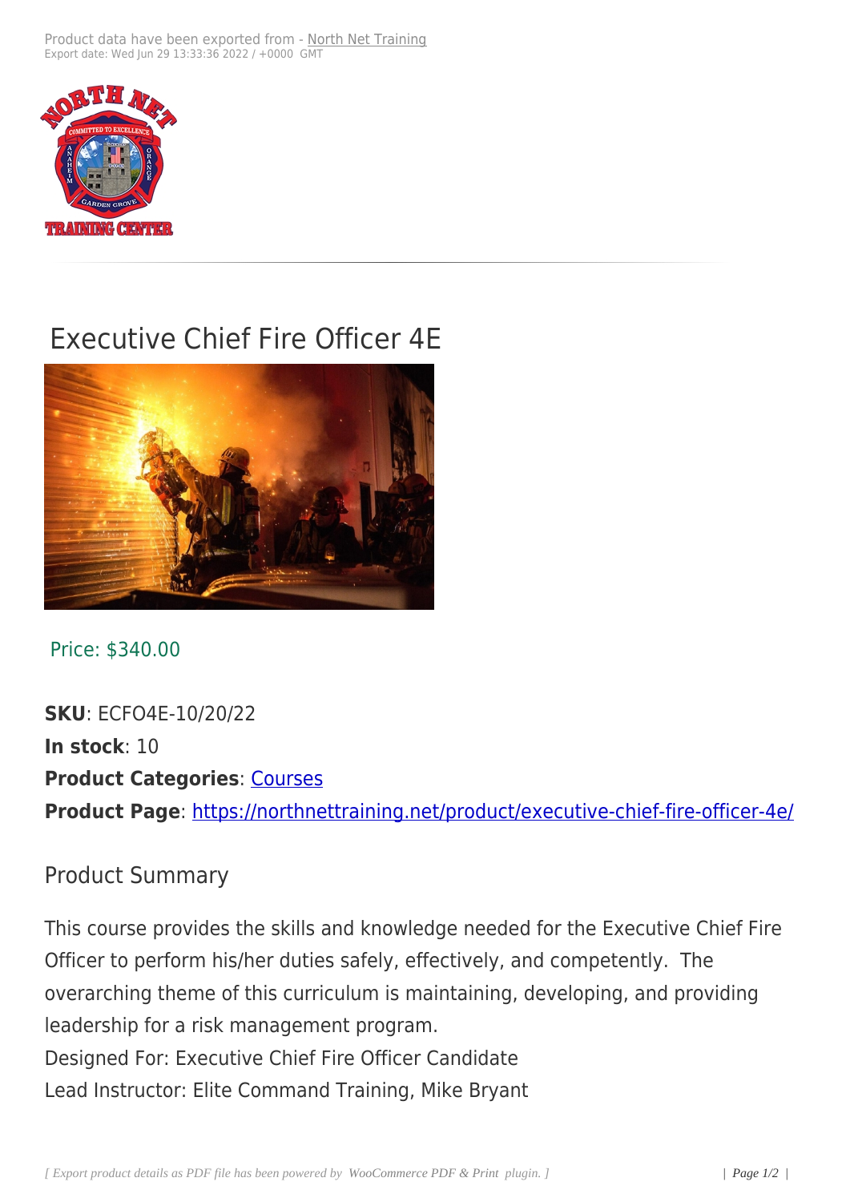Product data have been exported from - North Net Training
Export date: Wed Jun 29 13:33:36 2022 / +0000 GMT

# Executive Chief Fire Officer 4E

Price: $340.00

**SKU**: ECFO4E-10/20/22
**In stock**: 10
**Product Categories**: Courses
**Product Page**: https://northnettraining.net/product/executive-chief-fire-officer-4e/

## Product Summary

This course provides the skills and knowledge needed for the Executive Chief Fire Officer to perform his/her duties safely, effectively, and competently. The overarching theme of this curriculum is maintaining, developing, and providing leadership for a risk management program.
Designed For: Executive Chief Fire Officer Candidate
Lead Instructor: Elite Command Training, Mike Bryant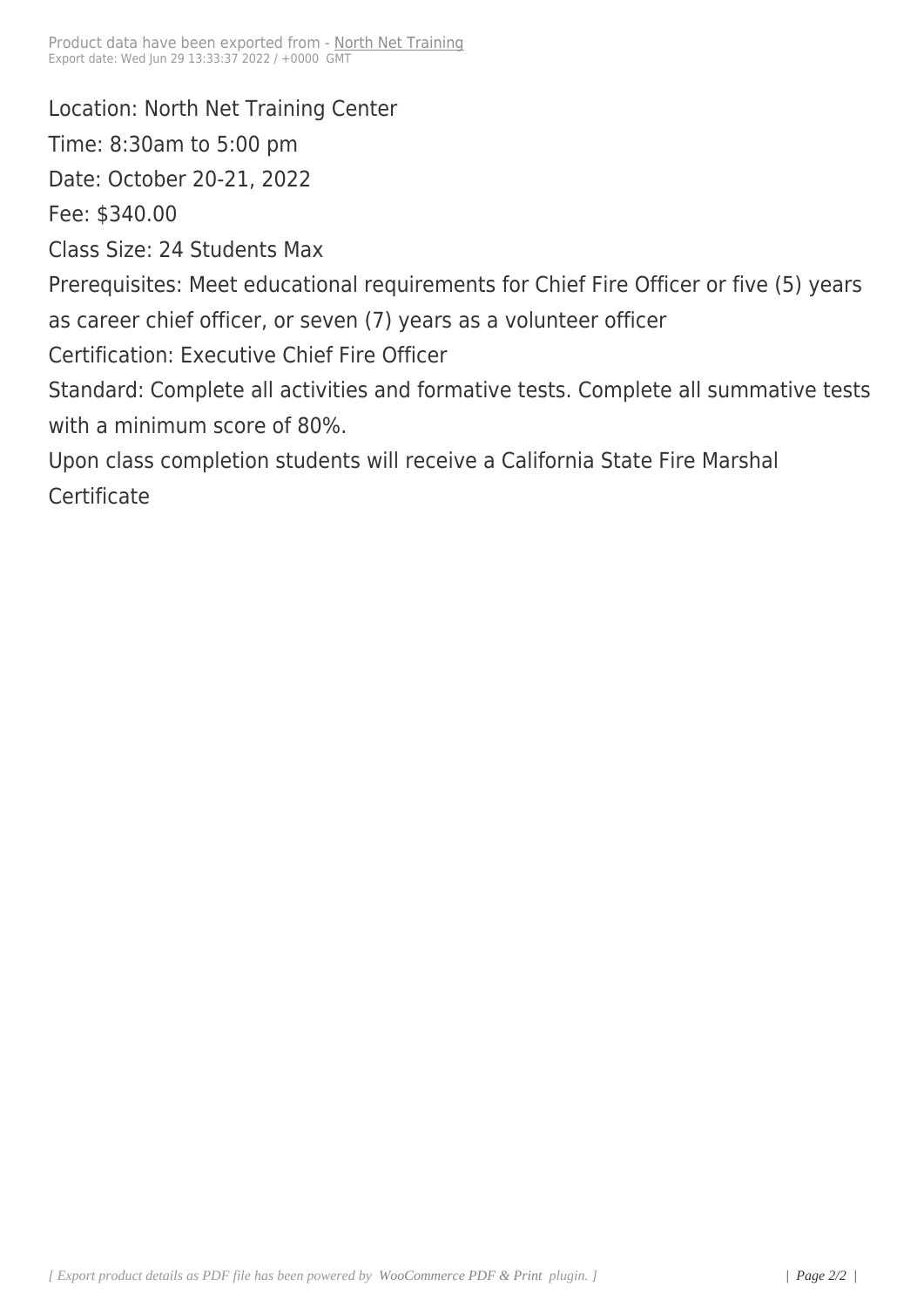Location: North Net Training Center

Time: 8:30am to 5:00 pm

Date: October 20-21, 2022

Fee: $340.00

Class Size: 24 Students Max

Prerequisites: Meet educational requirements for Chief Fire Officer or five (5) years as career chief officer, or seven (7) years as a volunteer officer

Certification: Executive Chief Fire Officer

Standard: Complete all activities and formative tests. Complete all summative tests with a minimum score of 80%.

Upon class completion students will receive a California State Fire Marshal Certificate